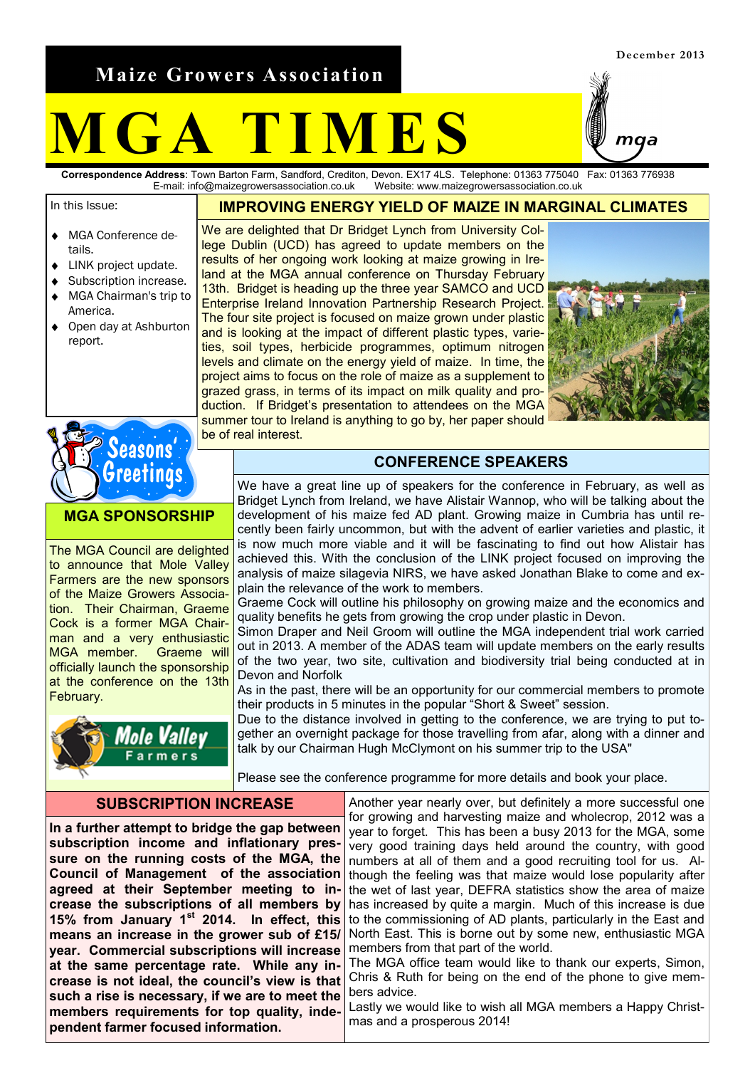December 2013

# Maize Growers Association

# MGA TIMES

**Correspondence Address**: Town Barton Farm, Sandford, Crediton, Devon. EX17 4LS. Telephone: 01363 775040 Fax: 01363 776938
E-mail: info@maizegrowersassociation.co.uk Website: www.maizegrowersassociation.co.uk

In this Issue:

- MGA Conference details.
- LINK project update.
- Subscription increase.
- MGA Chairman's trip to America.
- Open day at Ashburton report.

## IMPROVING ENERGY YIELD OF MAIZE IN MARGINAL CLIMATES

We are delighted that Dr Bridget Lynch from University College Dublin (UCD) has agreed to update members on the results of her ongoing work looking at maize growing in Ireland at the MGA annual conference on Thursday February 13th. Bridget is heading up the three year SAMCO and UCD Enterprise Ireland Innovation Partnership Research Project. The four site project is focused on maize grown under plastic and is looking at the impact of different plastic types, varieties, soil types, herbicide programmes, optimum nitrogen levels and climate on the energy yield of maize. In time, the project aims to focus on the role of maize as a supplement to grazed grass, in terms of its impact on milk quality and production. If Bridget's presentation to attendees on the MGA summer tour to Ireland is anything to go by, her paper should be of real interest.

Seasons' Greetings

## MGA SPONSORSHIP

The MGA Council are delighted to announce that Mole Valley Farmers are the new sponsors of the Maize Growers Association. Their Chairman, Graeme Cock is a former MGA Chairman and a very enthusiastic MGA member. Graeme will officially launch the sponsorship at the conference on the 13th February.

## CONFERENCE SPEAKERS

We have a great line up of speakers for the conference in February, as well as Bridget Lynch from Ireland, we have Alistair Wannop, who will be talking about the development of his maize fed AD plant. Growing maize in Cumbria has until recently been fairly uncommon, but with the advent of earlier varieties and plastic, it is now much more viable and it will be fascinating to find out how Alistair has achieved this. With the conclusion of the LINK project focused on improving the analysis of maize silagevia NIRS, we have asked Jonathan Blake to come and explain the relevance of the work to members.

Graeme Cock will outline his philosophy on growing maize and the economics and quality benefits he gets from growing the crop under plastic in Devon.

Simon Draper and Neil Groom will outline the MGA independent trial work carried out in 2013. A member of the ADAS team will update members on the early results of the two year, two site, cultivation and biodiversity trial being conducted at in Devon and Norfolk

As in the past, there will be an opportunity for our commercial members to promote their products in 5 minutes in the popular "Short & Sweet" session.

Due to the distance involved in getting to the conference, we are trying to put together an overnight package for those travelling from afar, along with a dinner and talk by our Chairman Hugh McClymont on his summer trip to the USA"

Please see the conference programme for more details and book your place.

## SUBSCRIPTION INCREASE

**In a further attempt to bridge the gap between subscription income and inflationary pressure on the running costs of the MGA, the Council of Management of the association agreed at their September meeting to increase the subscriptions of all members by 15% from January 1st 2014. In effect, this means an increase in the grower sub of £15/year. Commercial subscriptions will increase at the same percentage rate. While any increase is not ideal, the council's view is that such a rise is necessary, if we are to meet the members requirements for top quality, independent farmer focused information.**

Another year nearly over, but definitely a more successful one for growing and harvesting maize and wholecrop, 2012 was a year to forget. This has been a busy 2013 for the MGA, some very good training days held around the country, with good numbers at all of them and a good recruiting tool for us. Although the feeling was that maize would lose popularity after the wet of last year, DEFRA statistics show the area of maize has increased by quite a margin. Much of this increase is due to the commissioning of AD plants, particularly in the East and North East. This is borne out by some new, enthusiastic MGA members from that part of the world.

The MGA office team would like to thank our experts, Simon, Chris & Ruth for being on the end of the phone to give members advice.

Lastly we would like to wish all MGA members a Happy Christmas and a prosperous 2014!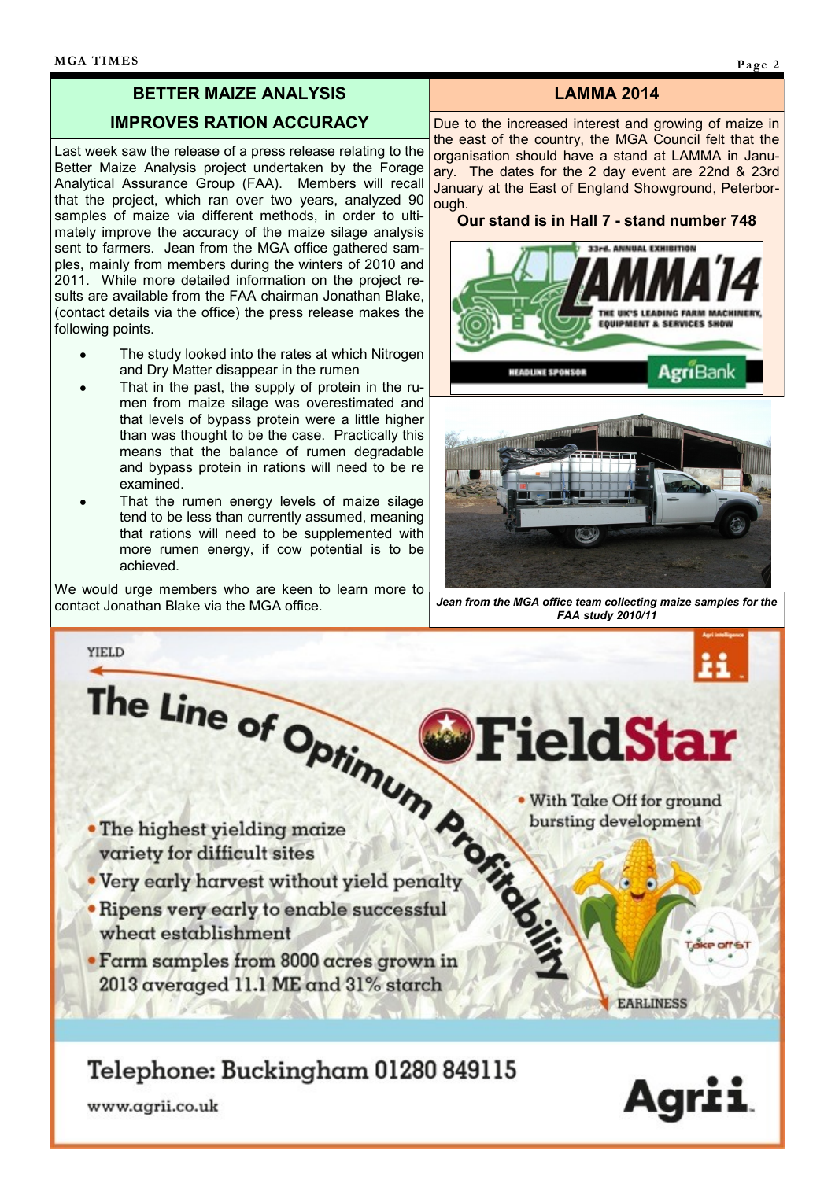## BETTER MAIZE ANALYSIS IMPROVES RATION ACCURACY

Last week saw the release of a press release relating to the Better Maize Analysis project undertaken by the Forage Analytical Assurance Group (FAA). Members will recall that the project, which ran over two years, analyzed 90 samples of maize via different methods, in order to ultimately improve the accuracy of the maize silage analysis sent to farmers. Jean from the MGA office gathered samples, mainly from members during the winters of 2010 and 2011. While more detailed information on the project results are available from the FAA chairman Jonathan Blake, (contact details via the office) the press release makes the following points.

- The study looked into the rates at which Nitrogen and Dry Matter disappear in the rumen
- That in the past, the supply of protein in the rumen from maize silage was overestimated and that levels of bypass protein were a little higher than was thought to be the case. Practically this means that the balance of rumen degradable and bypass protein in rations will need to be re examined.
- That the rumen energy levels of maize silage tend to be less than currently assumed, meaning that rations will need to be supplemented with more rumen energy, if cow potential is to be achieved.

We would urge members who are keen to learn more to contact Jonathan Blake via the MGA office.

## LAMMA 2014

Due to the increased interest and growing of maize in the east of the country, the MGA Council felt that the organisation should have a stand at LAMMA in January. The dates for the 2 day event are 22nd & 23rd January at the East of England Showground, Peterborough.

**Our stand is in Hall 7 - stand number 748**

33rd. ANNUAL EXHIBITION
LAMMA'14
THE UK'S LEADING FARM MACHINERY, EQUIPMENT & SERVICES SHOW
HEADLINE SPONSOR AgriBank

*Jean from the MGA office team collecting maize samples for the FAA study 2010/11*

YIELD

The Line of Optimum Profitability

FieldStar

- The highest yielding maize variety for difficult sites
- Very early harvest without yield penalty
- Ripens very early to enable successful wheat establishment
- Farm samples from 8000 acres grown in 2013 averaged 11.1 ME and 31% starch
- With Take Off for ground bursting development

Take off ST

EARLINESS

Telephone: Buckingham 01280 849115

www.agrii.co.uk

Agrii